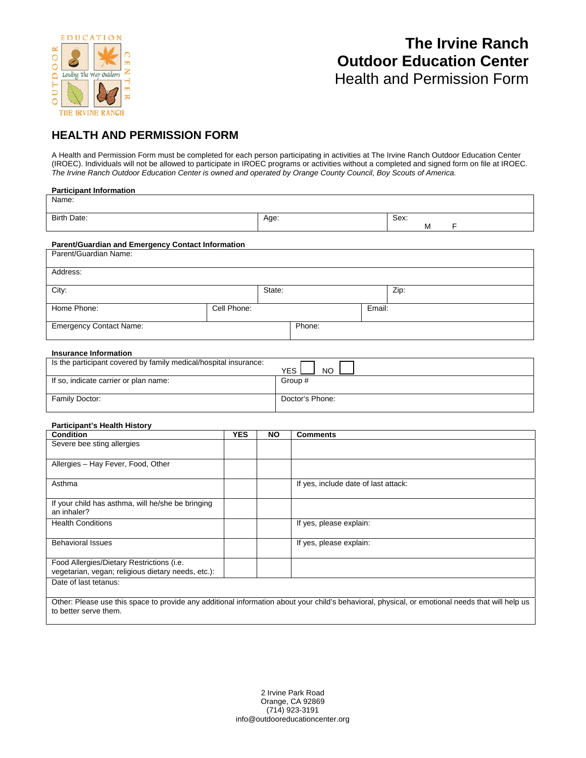# The Irvine Ranch Outdoor Education Center

Health and Permission Form

## HEALTH AND PERMISSION FORM

A Health and Permission Form must be completed for each person participating in activities at The Irvine Ranch Outdoor Education Center (IROEC). Individuals will not be allowed to participate in IROEC programs or activities without a completed and signed form on file at IROEC. *The Irvine Ranch Outdoor Education Center is owned and operated by Orange County Council, Boy Scouts of America.*

**Participant Information**

| Name: | | |
|---|---|---|
| Birth Date: | Age: | Sex: M F |

**Parent/Guardian and Emergency Contact Information**

| Parent/Guardian Name: | | |
|---|---|---|
| Address: | | |
| City: | State: | Zip: |
| Home Phone: | Cell Phone: | Email: |
| Emergency Contact Name: | Phone: | |

**Insurance Information**

| Is the participant covered by family medical/hospital insurance: | YES ☐ NO ☐ |
|---|---|
| If so, indicate carrier or plan name: | Group # |
| Family Doctor: | Doctor's Phone: |

**Participant's Health History**

| Condition | YES | NO | Comments |
|---|---|---|---|
| Severe bee sting allergies | | | |
| Allergies – Hay Fever, Food, Other | | | |
| Asthma | | | If yes, include date of last attack: |
| If your child has asthma, will he/she be bringing an inhaler? | | | |
| Health Conditions | | | If yes, please explain: |
| Behavioral Issues | | | If yes, please explain: |
| Food Allergies/Dietary Restrictions (i.e. vegetarian, vegan; religious dietary needs, etc.): | | | |
| Date of last tetanus: | | | |
| Other: Please use this space to provide any additional information about your child's behavioral, physical, or emotional needs that will help us to better serve them. | | | |

2 Irvine Park Road
Orange, CA 92869
(714) 923-3191
info@outdooreducationcenter.org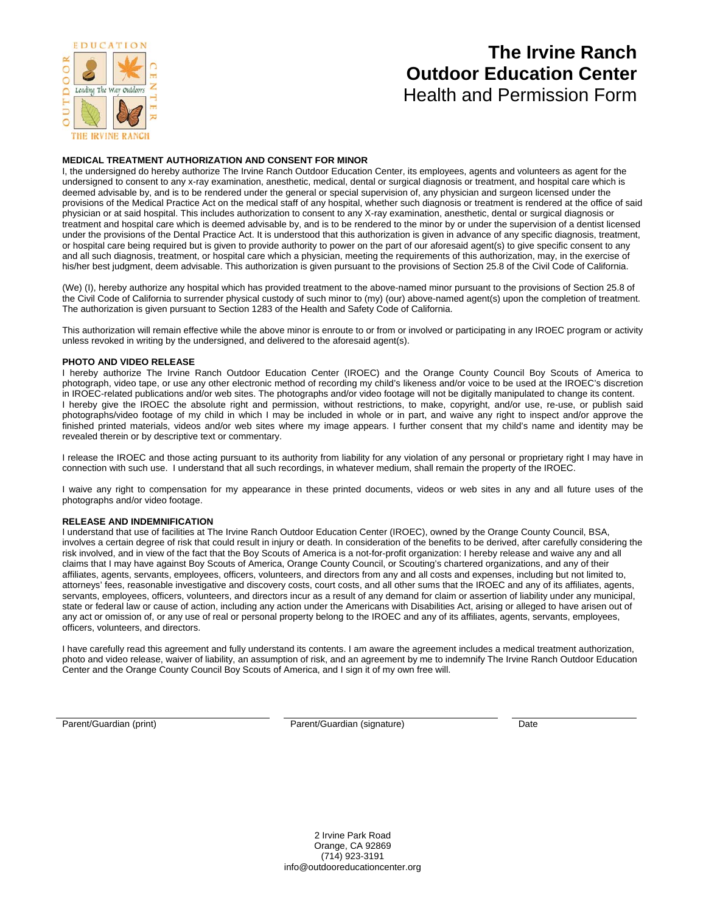# The Irvine Ranch Outdoor Education Center

Health and Permission Form

### MEDICAL TREATMENT AUTHORIZATION AND CONSENT FOR MINOR

I, the undersigned do hereby authorize The Irvine Ranch Outdoor Education Center, its employees, agents and volunteers as agent for the undersigned to consent to any x-ray examination, anesthetic, medical, dental or surgical diagnosis or treatment, and hospital care which is deemed advisable by, and is to be rendered under the general or special supervision of, any physician and surgeon licensed under the provisions of the Medical Practice Act on the medical staff of any hospital, whether such diagnosis or treatment is rendered at the office of said physician or at said hospital. This includes authorization to consent to any X-ray examination, anesthetic, dental or surgical diagnosis or treatment and hospital care which is deemed advisable by, and is to be rendered to the minor by or under the supervision of a dentist licensed under the provisions of the Dental Practice Act. It is understood that this authorization is given in advance of any specific diagnosis, treatment, or hospital care being required but is given to provide authority to power on the part of our aforesaid agent(s) to give specific consent to any and all such diagnosis, treatment, or hospital care which a physician, meeting the requirements of this authorization, may, in the exercise of his/her best judgment, deem advisable. This authorization is given pursuant to the provisions of Section 25.8 of the Civil Code of California.

(We) (I), hereby authorize any hospital which has provided treatment to the above-named minor pursuant to the provisions of Section 25.8 of the Civil Code of California to surrender physical custody of such minor to (my) (our) above-named agent(s) upon the completion of treatment. The authorization is given pursuant to Section 1283 of the Health and Safety Code of California.

This authorization will remain effective while the above minor is enroute to or from or involved or participating in any IROEC program or activity unless revoked in writing by the undersigned, and delivered to the aforesaid agent(s).

### PHOTO AND VIDEO RELEASE

I hereby authorize The Irvine Ranch Outdoor Education Center (IROEC) and the Orange County Council Boy Scouts of America to photograph, video tape, or use any other electronic method of recording my child's likeness and/or voice to be used at the IROEC's discretion in IROEC-related publications and/or web sites. The photographs and/or video footage will not be digitally manipulated to change its content. I hereby give the IROEC the absolute right and permission, without restrictions, to make, copyright, and/or use, re-use, or publish said photographs/video footage of my child in which I may be included in whole or in part, and waive any right to inspect and/or approve the finished printed materials, videos and/or web sites where my image appears. I further consent that my child's name and identity may be revealed therein or by descriptive text or commentary.

I release the IROEC and those acting pursuant to its authority from liability for any violation of any personal or proprietary right I may have in connection with such use. I understand that all such recordings, in whatever medium, shall remain the property of the IROEC.

I waive any right to compensation for my appearance in these printed documents, videos or web sites in any and all future uses of the photographs and/or video footage.

### RELEASE AND INDEMNIFICATION

I understand that use of facilities at The Irvine Ranch Outdoor Education Center (IROEC), owned by the Orange County Council, BSA, involves a certain degree of risk that could result in injury or death. In consideration of the benefits to be derived, after carefully considering the risk involved, and in view of the fact that the Boy Scouts of America is a not-for-profit organization: I hereby release and waive any and all claims that I may have against Boy Scouts of America, Orange County Council, or Scouting's chartered organizations, and any of their affiliates, agents, servants, employees, officers, volunteers, and directors from any and all costs and expenses, including but not limited to, attorneys' fees, reasonable investigative and discovery costs, court costs, and all other sums that the IROEC and any of its affiliates, agents, servants, employees, officers, volunteers, and directors incur as a result of any demand for claim or assertion of liability under any municipal, state or federal law or cause of action, including any action under the Americans with Disabilities Act, arising or alleged to have arisen out of any act or omission of, or any use of real or personal property belong to the IROEC and any of its affiliates, agents, servants, employees, officers, volunteers, and directors.

I have carefully read this agreement and fully understand its contents. I am aware the agreement includes a medical treatment authorization, photo and video release, waiver of liability, an assumption of risk, and an agreement by me to indemnify The Irvine Ranch Outdoor Education Center and the Orange County Council Boy Scouts of America, and I sign it of my own free will.

Parent/Guardian (print) ______________________ Parent/Guardian (signature) ______________________ Date ______________

2 Irvine Park Road
Orange, CA 92869
(714) 923-3191
info@outdooreducationcenter.org